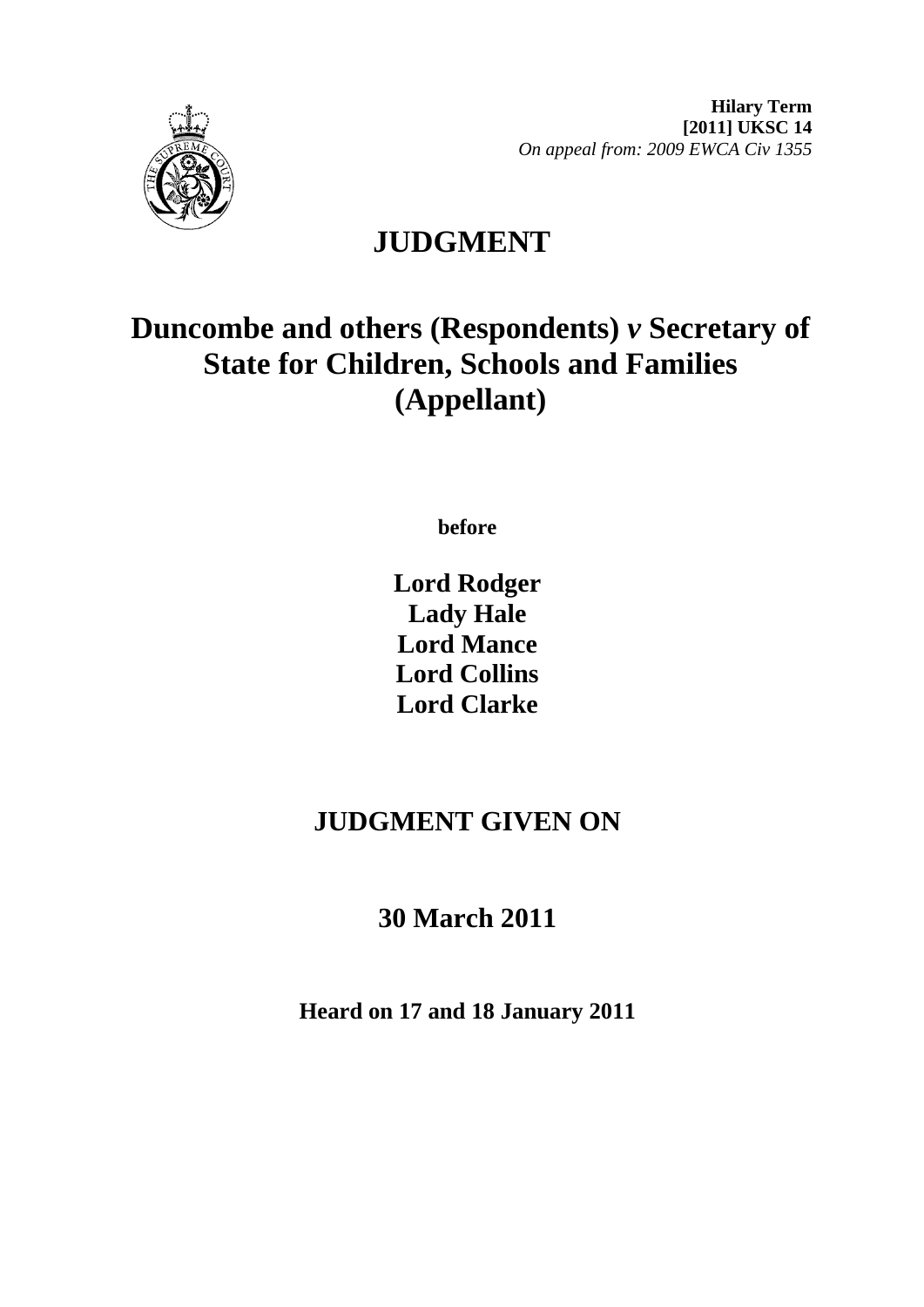**Hilary Term**
**[2011] UKSC 14**
*On appeal from: 2009 EWCA Civ 1355*

# JUDGMENT

## Duncombe and others (Respondents) *v* Secretary of State for Children, Schools and Families (Appellant)

**before**

**Lord Rodger**
**Lady Hale**
**Lord Mance**
**Lord Collins**
**Lord Clarke**

## JUDGMENT GIVEN ON

## 30 March 2011

**Heard on 17 and 18 January 2011**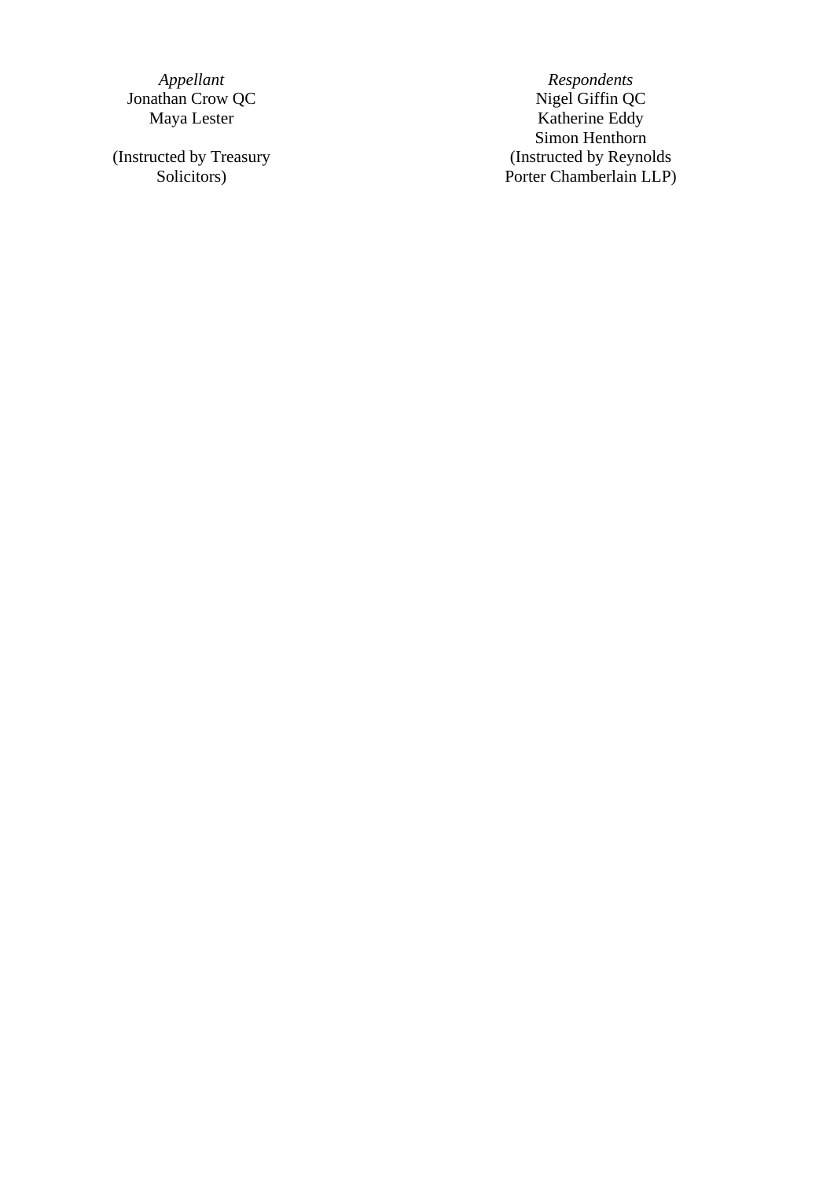| *Appellant* | *Respondents* |
| --- | --- |
| Jonathan Crow QC | Nigel Giffin QC |
| Maya Lester | Katherine Eddy |
| | Simon Henthorn |
| (Instructed by Treasury Solicitors) | (Instructed by Reynolds Porter Chamberlain LLP) |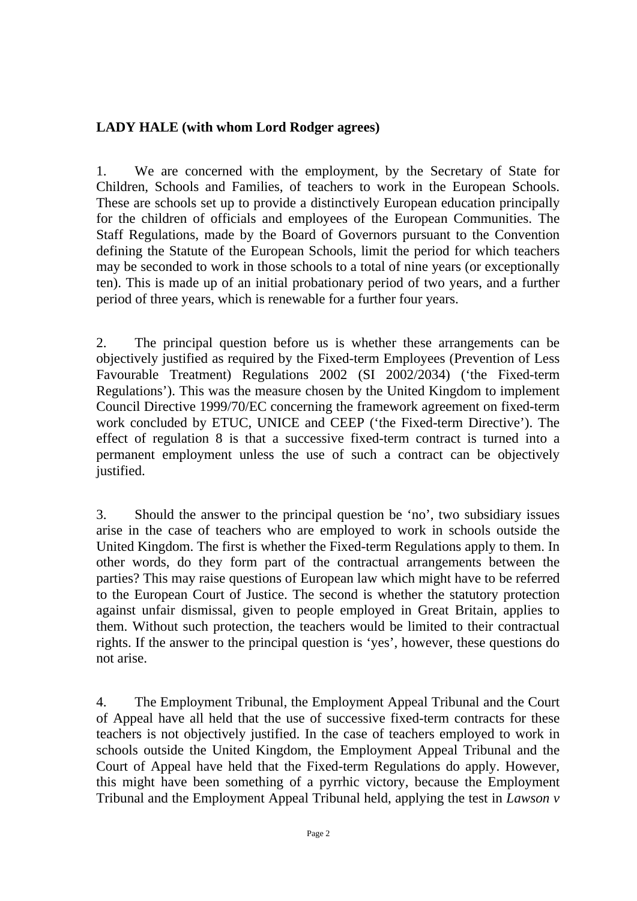**LADY HALE (with whom Lord Rodger agrees)**

1. We are concerned with the employment, by the Secretary of State for Children, Schools and Families, of teachers to work in the European Schools. These are schools set up to provide a distinctively European education principally for the children of officials and employees of the European Communities. The Staff Regulations, made by the Board of Governors pursuant to the Convention defining the Statute of the European Schools, limit the period for which teachers may be seconded to work in those schools to a total of nine years (or exceptionally ten). This is made up of an initial probationary period of two years, and a further period of three years, which is renewable for a further four years.

2. The principal question before us is whether these arrangements can be objectively justified as required by the Fixed-term Employees (Prevention of Less Favourable Treatment) Regulations 2002 (SI 2002/2034) ('the Fixed-term Regulations'). This was the measure chosen by the United Kingdom to implement Council Directive 1999/70/EC concerning the framework agreement on fixed-term work concluded by ETUC, UNICE and CEEP ('the Fixed-term Directive'). The effect of regulation 8 is that a successive fixed-term contract is turned into a permanent employment unless the use of such a contract can be objectively justified.

3. Should the answer to the principal question be 'no', two subsidiary issues arise in the case of teachers who are employed to work in schools outside the United Kingdom. The first is whether the Fixed-term Regulations apply to them. In other words, do they form part of the contractual arrangements between the parties? This may raise questions of European law which might have to be referred to the European Court of Justice. The second is whether the statutory protection against unfair dismissal, given to people employed in Great Britain, applies to them. Without such protection, the teachers would be limited to their contractual rights. If the answer to the principal question is 'yes', however, these questions do not arise.

4. The Employment Tribunal, the Employment Appeal Tribunal and the Court of Appeal have all held that the use of successive fixed-term contracts for these teachers is not objectively justified. In the case of teachers employed to work in schools outside the United Kingdom, the Employment Appeal Tribunal and the Court of Appeal have held that the Fixed-term Regulations do apply. However, this might have been something of a pyrrhic victory, because the Employment Tribunal and the Employment Appeal Tribunal held, applying the test in *Lawson v*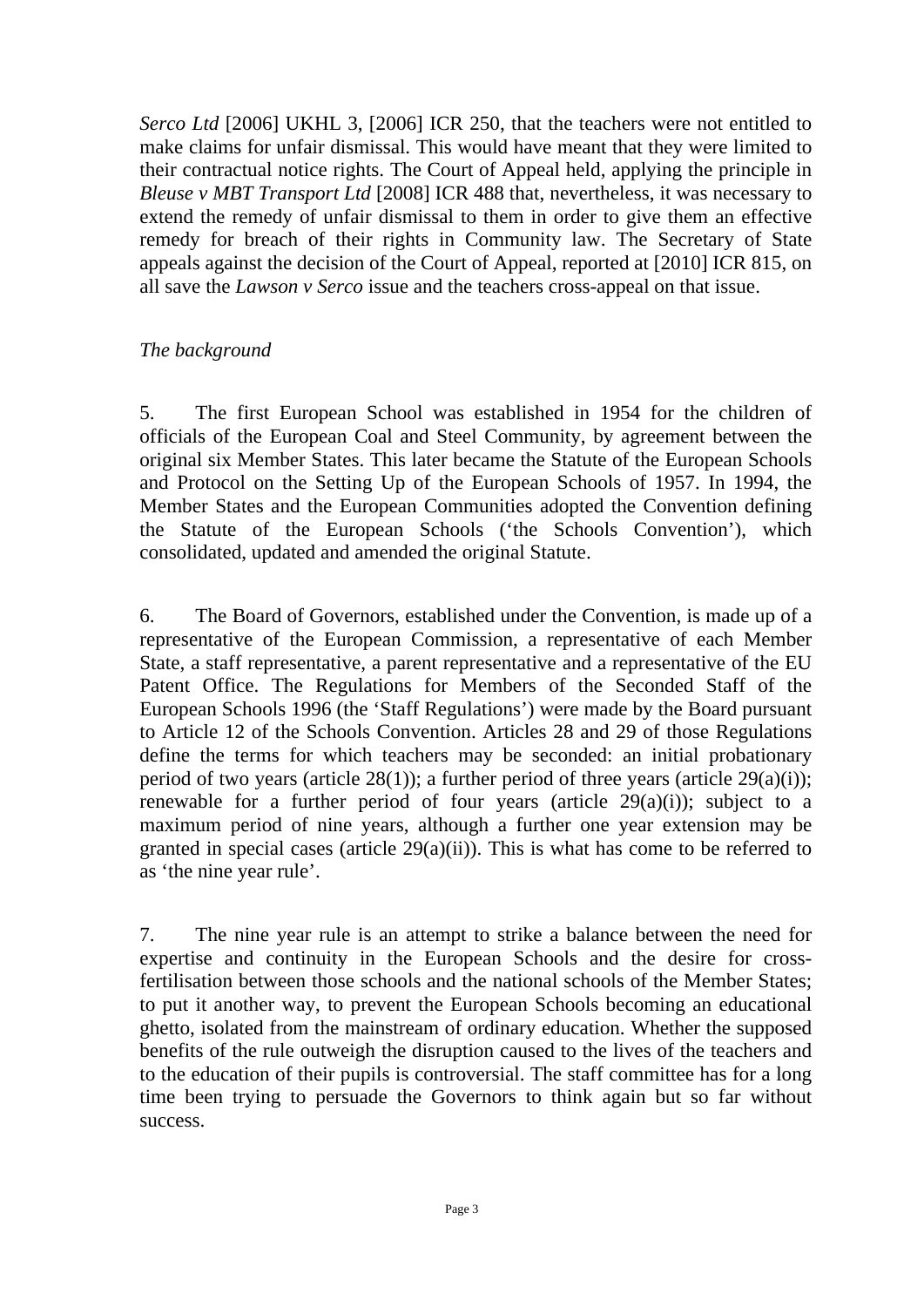*Serco Ltd* [2006] UKHL 3, [2006] ICR 250, that the teachers were not entitled to make claims for unfair dismissal. This would have meant that they were limited to their contractual notice rights. The Court of Appeal held, applying the principle in *Bleuse v MBT Transport Ltd* [2008] ICR 488 that, nevertheless, it was necessary to extend the remedy of unfair dismissal to them in order to give them an effective remedy for breach of their rights in Community law. The Secretary of State appeals against the decision of the Court of Appeal, reported at [2010] ICR 815, on all save the *Lawson v Serco* issue and the teachers cross-appeal on that issue.

*The background*

5. The first European School was established in 1954 for the children of officials of the European Coal and Steel Community, by agreement between the original six Member States. This later became the Statute of the European Schools and Protocol on the Setting Up of the European Schools of 1957. In 1994, the Member States and the European Communities adopted the Convention defining the Statute of the European Schools ('the Schools Convention'), which consolidated, updated and amended the original Statute.

6. The Board of Governors, established under the Convention, is made up of a representative of the European Commission, a representative of each Member State, a staff representative, a parent representative and a representative of the EU Patent Office. The Regulations for Members of the Seconded Staff of the European Schools 1996 (the 'Staff Regulations') were made by the Board pursuant to Article 12 of the Schools Convention. Articles 28 and 29 of those Regulations define the terms for which teachers may be seconded: an initial probationary period of two years (article 28(1)); a further period of three years (article 29(a)(i)); renewable for a further period of four years (article 29(a)(i)); subject to a maximum period of nine years, although a further one year extension may be granted in special cases (article 29(a)(ii)). This is what has come to be referred to as 'the nine year rule'.

7. The nine year rule is an attempt to strike a balance between the need for expertise and continuity in the European Schools and the desire for cross-fertilisation between those schools and the national schools of the Member States; to put it another way, to prevent the European Schools becoming an educational ghetto, isolated from the mainstream of ordinary education. Whether the supposed benefits of the rule outweigh the disruption caused to the lives of the teachers and to the education of their pupils is controversial. The staff committee has for a long time been trying to persuade the Governors to think again but so far without success.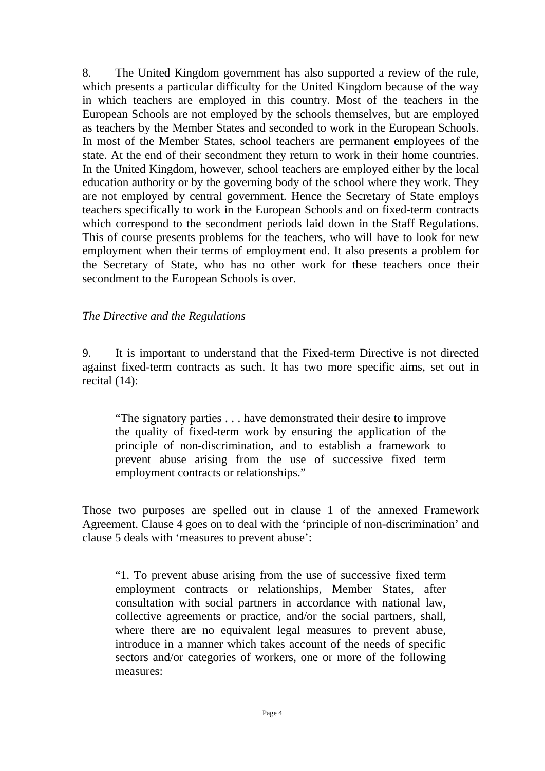8. The United Kingdom government has also supported a review of the rule, which presents a particular difficulty for the United Kingdom because of the way in which teachers are employed in this country. Most of the teachers in the European Schools are not employed by the schools themselves, but are employed as teachers by the Member States and seconded to work in the European Schools. In most of the Member States, school teachers are permanent employees of the state. At the end of their secondment they return to work in their home countries. In the United Kingdom, however, school teachers are employed either by the local education authority or by the governing body of the school where they work. They are not employed by central government. Hence the Secretary of State employs teachers specifically to work in the European Schools and on fixed-term contracts which correspond to the secondment periods laid down in the Staff Regulations. This of course presents problems for the teachers, who will have to look for new employment when their terms of employment end. It also presents a problem for the Secretary of State, who has no other work for these teachers once their secondment to the European Schools is over.

*The Directive and the Regulations*

9. It is important to understand that the Fixed-term Directive is not directed against fixed-term contracts as such. It has two more specific aims, set out in recital (14):

> "The signatory parties . . . have demonstrated their desire to improve the quality of fixed-term work by ensuring the application of the principle of non-discrimination, and to establish a framework to prevent abuse arising from the use of successive fixed term employment contracts or relationships."

Those two purposes are spelled out in clause 1 of the annexed Framework Agreement. Clause 4 goes on to deal with the 'principle of non-discrimination' and clause 5 deals with 'measures to prevent abuse':

> "1. To prevent abuse arising from the use of successive fixed term employment contracts or relationships, Member States, after consultation with social partners in accordance with national law, collective agreements or practice, and/or the social partners, shall, where there are no equivalent legal measures to prevent abuse, introduce in a manner which takes account of the needs of specific sectors and/or categories of workers, one or more of the following measures: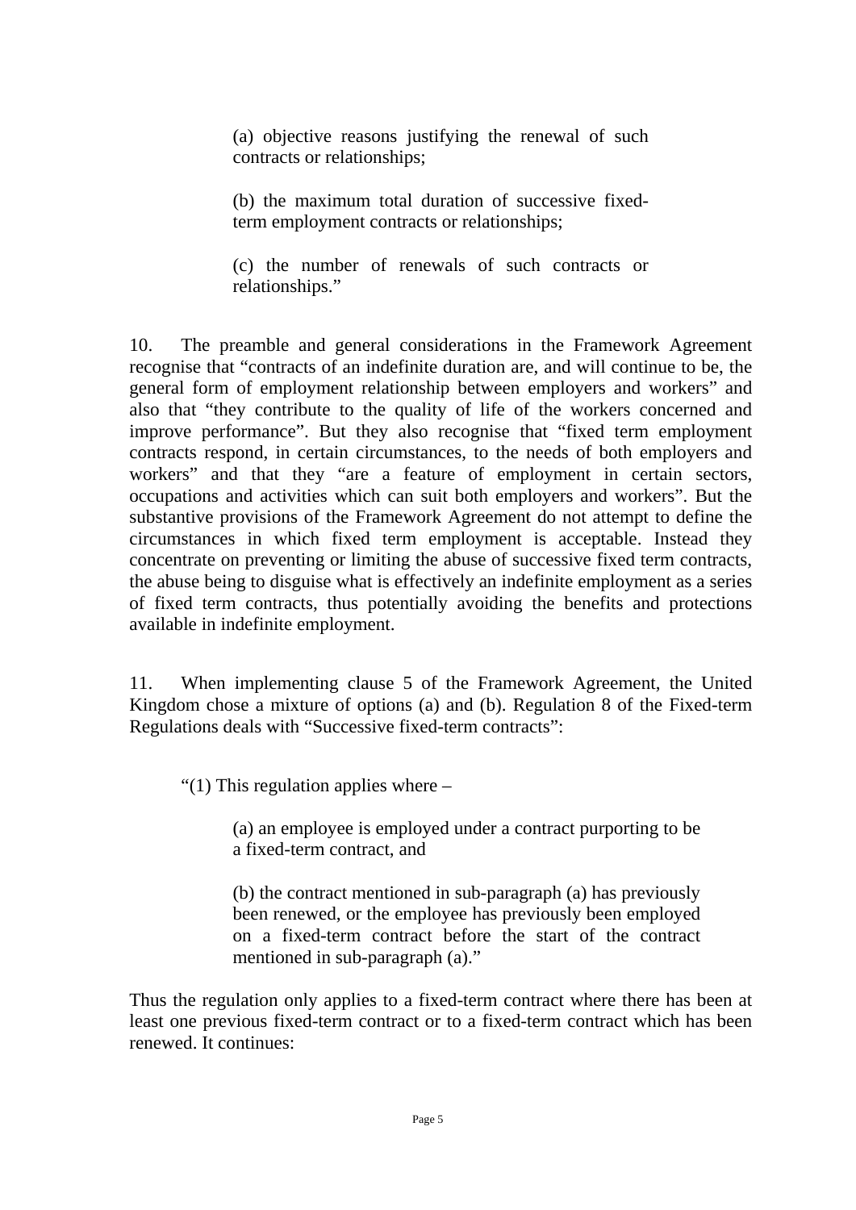> (a) objective reasons justifying the renewal of such contracts or relationships;
>
> (b) the maximum total duration of successive fixed-term employment contracts or relationships;
>
> (c) the number of renewals of such contracts or relationships."

10. The preamble and general considerations in the Framework Agreement recognise that "contracts of an indefinite duration are, and will continue to be, the general form of employment relationship between employers and workers" and also that "they contribute to the quality of life of the workers concerned and improve performance". But they also recognise that "fixed term employment contracts respond, in certain circumstances, to the needs of both employers and workers" and that they "are a feature of employment in certain sectors, occupations and activities which can suit both employers and workers". But the substantive provisions of the Framework Agreement do not attempt to define the circumstances in which fixed term employment is acceptable. Instead they concentrate on preventing or limiting the abuse of successive fixed term contracts, the abuse being to disguise what is effectively an indefinite employment as a series of fixed term contracts, thus potentially avoiding the benefits and protections available in indefinite employment.

11. When implementing clause 5 of the Framework Agreement, the United Kingdom chose a mixture of options (a) and (b). Regulation 8 of the Fixed-term Regulations deals with "Successive fixed-term contracts":

> "(1) This regulation applies where –
>
> (a) an employee is employed under a contract purporting to be a fixed-term contract, and
>
> (b) the contract mentioned in sub-paragraph (a) has previously been renewed, or the employee has previously been employed on a fixed-term contract before the start of the contract mentioned in sub-paragraph (a)."

Thus the regulation only applies to a fixed-term contract where there has been at least one previous fixed-term contract or to a fixed-term contract which has been renewed. It continues: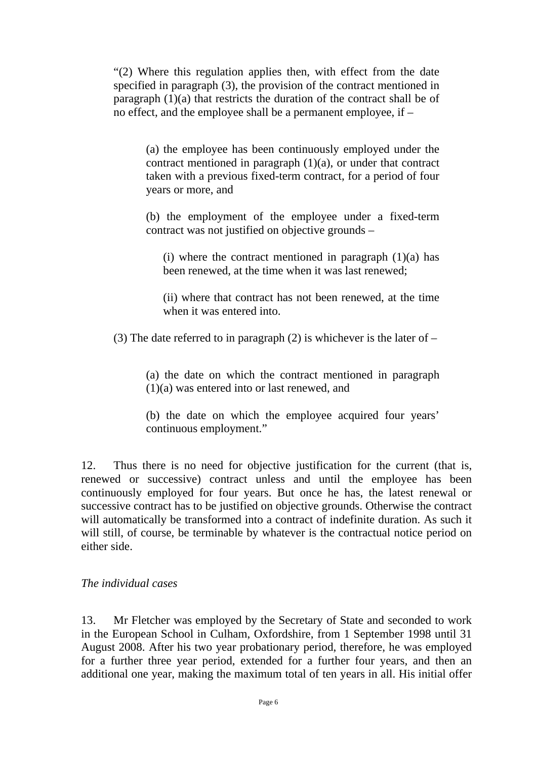> "(2) Where this regulation applies then, with effect from the date specified in paragraph (3), the provision of the contract mentioned in paragraph (1)(a) that restricts the duration of the contract shall be of no effect, and the employee shall be a permanent employee, if –
>
> > (a) the employee has been continuously employed under the contract mentioned in paragraph (1)(a), or under that contract taken with a previous fixed-term contract, for a period of four years or more, and
> >
> > (b) the employment of the employee under a fixed-term contract was not justified on objective grounds –
> >
> > > (i) where the contract mentioned in paragraph (1)(a) has been renewed, at the time when it was last renewed;
> > >
> > > (ii) where that contract has not been renewed, at the time when it was entered into.
>
> (3) The date referred to in paragraph (2) is whichever is the later of –
>
> > (a) the date on which the contract mentioned in paragraph (1)(a) was entered into or last renewed, and
> >
> > (b) the date on which the employee acquired four years' continuous employment."

12. Thus there is no need for objective justification for the current (that is, renewed or successive) contract unless and until the employee has been continuously employed for four years. But once he has, the latest renewal or successive contract has to be justified on objective grounds. Otherwise the contract will automatically be transformed into a contract of indefinite duration. As such it will still, of course, be terminable by whatever is the contractual notice period on either side.

*The individual cases*

13. Mr Fletcher was employed by the Secretary of State and seconded to work in the European School in Culham, Oxfordshire, from 1 September 1998 until 31 August 2008. After his two year probationary period, therefore, he was employed for a further three year period, extended for a further four years, and then an additional one year, making the maximum total of ten years in all. His initial offer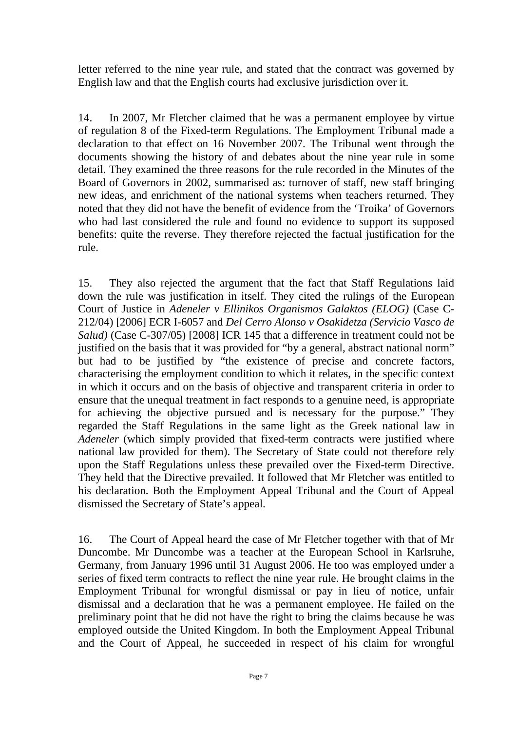letter referred to the nine year rule, and stated that the contract was governed by English law and that the English courts had exclusive jurisdiction over it.

14. In 2007, Mr Fletcher claimed that he was a permanent employee by virtue of regulation 8 of the Fixed-term Regulations. The Employment Tribunal made a declaration to that effect on 16 November 2007. The Tribunal went through the documents showing the history of and debates about the nine year rule in some detail. They examined the three reasons for the rule recorded in the Minutes of the Board of Governors in 2002, summarised as: turnover of staff, new staff bringing new ideas, and enrichment of the national systems when teachers returned. They noted that they did not have the benefit of evidence from the 'Troika' of Governors who had last considered the rule and found no evidence to support its supposed benefits: quite the reverse. They therefore rejected the factual justification for the rule.

15. They also rejected the argument that the fact that Staff Regulations laid down the rule was justification in itself. They cited the rulings of the European Court of Justice in *Adeneler v Ellinikos Organismos Galaktos (ELOG)* (Case C-212/04) [2006] ECR I-6057 and *Del Cerro Alonso v Osakidetza (Servicio Vasco de Salud)* (Case C-307/05) [2008] ICR 145 that a difference in treatment could not be justified on the basis that it was provided for "by a general, abstract national norm" but had to be justified by "the existence of precise and concrete factors, characterising the employment condition to which it relates, in the specific context in which it occurs and on the basis of objective and transparent criteria in order to ensure that the unequal treatment in fact responds to a genuine need, is appropriate for achieving the objective pursued and is necessary for the purpose." They regarded the Staff Regulations in the same light as the Greek national law in *Adeneler* (which simply provided that fixed-term contracts were justified where national law provided for them). The Secretary of State could not therefore rely upon the Staff Regulations unless these prevailed over the Fixed-term Directive. They held that the Directive prevailed. It followed that Mr Fletcher was entitled to his declaration. Both the Employment Appeal Tribunal and the Court of Appeal dismissed the Secretary of State's appeal.

16. The Court of Appeal heard the case of Mr Fletcher together with that of Mr Duncombe. Mr Duncombe was a teacher at the European School in Karlsruhe, Germany, from January 1996 until 31 August 2006. He too was employed under a series of fixed term contracts to reflect the nine year rule. He brought claims in the Employment Tribunal for wrongful dismissal or pay in lieu of notice, unfair dismissal and a declaration that he was a permanent employee. He failed on the preliminary point that he did not have the right to bring the claims because he was employed outside the United Kingdom. In both the Employment Appeal Tribunal and the Court of Appeal, he succeeded in respect of his claim for wrongful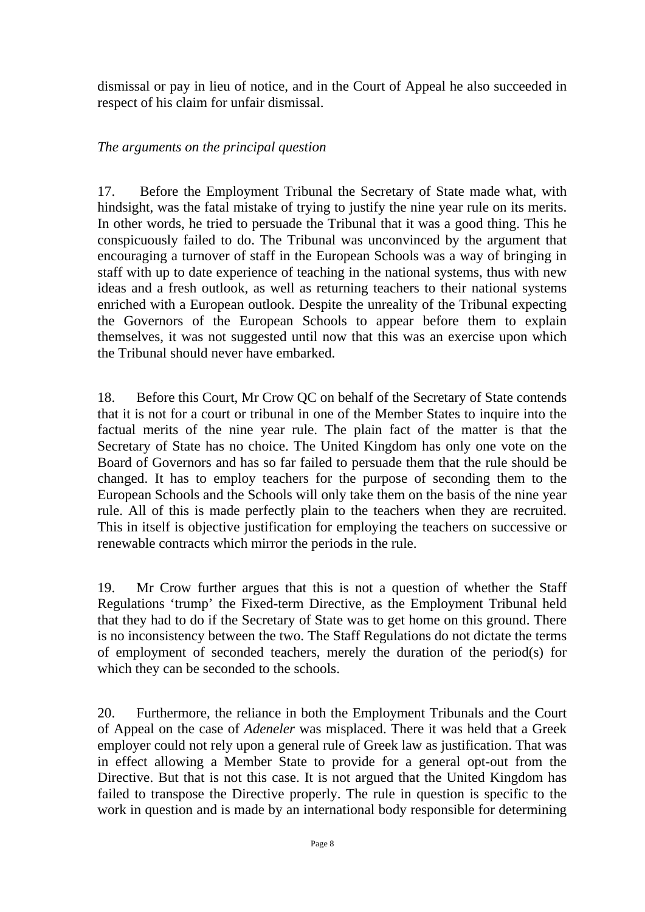dismissal or pay in lieu of notice, and in the Court of Appeal he also succeeded in respect of his claim for unfair dismissal.

*The arguments on the principal question*

17. Before the Employment Tribunal the Secretary of State made what, with hindsight, was the fatal mistake of trying to justify the nine year rule on its merits. In other words, he tried to persuade the Tribunal that it was a good thing. This he conspicuously failed to do. The Tribunal was unconvinced by the argument that encouraging a turnover of staff in the European Schools was a way of bringing in staff with up to date experience of teaching in the national systems, thus with new ideas and a fresh outlook, as well as returning teachers to their national systems enriched with a European outlook. Despite the unreality of the Tribunal expecting the Governors of the European Schools to appear before them to explain themselves, it was not suggested until now that this was an exercise upon which the Tribunal should never have embarked.

18. Before this Court, Mr Crow QC on behalf of the Secretary of State contends that it is not for a court or tribunal in one of the Member States to inquire into the factual merits of the nine year rule. The plain fact of the matter is that the Secretary of State has no choice. The United Kingdom has only one vote on the Board of Governors and has so far failed to persuade them that the rule should be changed. It has to employ teachers for the purpose of seconding them to the European Schools and the Schools will only take them on the basis of the nine year rule. All of this is made perfectly plain to the teachers when they are recruited. This in itself is objective justification for employing the teachers on successive or renewable contracts which mirror the periods in the rule.

19. Mr Crow further argues that this is not a question of whether the Staff Regulations 'trump' the Fixed-term Directive, as the Employment Tribunal held that they had to do if the Secretary of State was to get home on this ground. There is no inconsistency between the two. The Staff Regulations do not dictate the terms of employment of seconded teachers, merely the duration of the period(s) for which they can be seconded to the schools.

20. Furthermore, the reliance in both the Employment Tribunals and the Court of Appeal on the case of *Adeneler* was misplaced. There it was held that a Greek employer could not rely upon a general rule of Greek law as justification. That was in effect allowing a Member State to provide for a general opt-out from the Directive. But that is not this case. It is not argued that the United Kingdom has failed to transpose the Directive properly. The rule in question is specific to the work in question and is made by an international body responsible for determining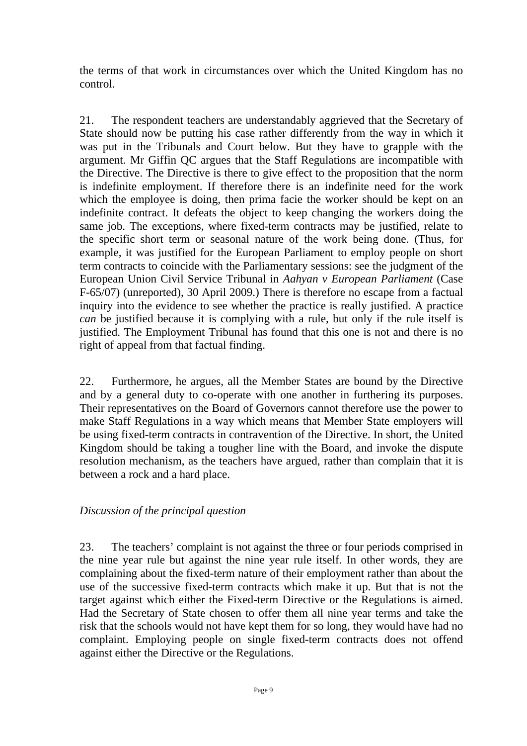the terms of that work in circumstances over which the United Kingdom has no control.

21. The respondent teachers are understandably aggrieved that the Secretary of State should now be putting his case rather differently from the way in which it was put in the Tribunals and Court below. But they have to grapple with the argument. Mr Giffin QC argues that the Staff Regulations are incompatible with the Directive. The Directive is there to give effect to the proposition that the norm is indefinite employment. If therefore there is an indefinite need for the work which the employee is doing, then prima facie the worker should be kept on an indefinite contract. It defeats the object to keep changing the workers doing the same job. The exceptions, where fixed-term contracts may be justified, relate to the specific short term or seasonal nature of the work being done. (Thus, for example, it was justified for the European Parliament to employ people on short term contracts to coincide with the Parliamentary sessions: see the judgment of the European Union Civil Service Tribunal in *Aahyan v European Parliament* (Case F-65/07) (unreported), 30 April 2009.) There is therefore no escape from a factual inquiry into the evidence to see whether the practice is really justified. A practice *can* be justified because it is complying with a rule, but only if the rule itself is justified. The Employment Tribunal has found that this one is not and there is no right of appeal from that factual finding.

22. Furthermore, he argues, all the Member States are bound by the Directive and by a general duty to co-operate with one another in furthering its purposes. Their representatives on the Board of Governors cannot therefore use the power to make Staff Regulations in a way which means that Member State employers will be using fixed-term contracts in contravention of the Directive. In short, the United Kingdom should be taking a tougher line with the Board, and invoke the dispute resolution mechanism, as the teachers have argued, rather than complain that it is between a rock and a hard place.

*Discussion of the principal question*

23. The teachers' complaint is not against the three or four periods comprised in the nine year rule but against the nine year rule itself. In other words, they are complaining about the fixed-term nature of their employment rather than about the use of the successive fixed-term contracts which make it up. But that is not the target against which either the Fixed-term Directive or the Regulations is aimed. Had the Secretary of State chosen to offer them all nine year terms and take the risk that the schools would not have kept them for so long, they would have had no complaint. Employing people on single fixed-term contracts does not offend against either the Directive or the Regulations.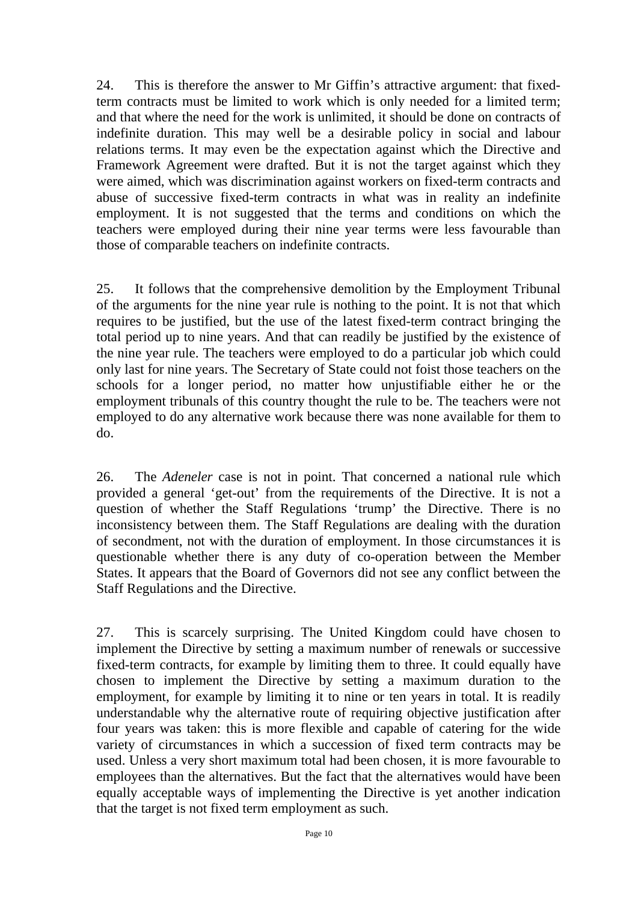24. This is therefore the answer to Mr Giffin's attractive argument: that fixed-term contracts must be limited to work which is only needed for a limited term; and that where the need for the work is unlimited, it should be done on contracts of indefinite duration. This may well be a desirable policy in social and labour relations terms. It may even be the expectation against which the Directive and Framework Agreement were drafted. But it is not the target against which they were aimed, which was discrimination against workers on fixed-term contracts and abuse of successive fixed-term contracts in what was in reality an indefinite employment. It is not suggested that the terms and conditions on which the teachers were employed during their nine year terms were less favourable than those of comparable teachers on indefinite contracts.

25. It follows that the comprehensive demolition by the Employment Tribunal of the arguments for the nine year rule is nothing to the point. It is not that which requires to be justified, but the use of the latest fixed-term contract bringing the total period up to nine years. And that can readily be justified by the existence of the nine year rule. The teachers were employed to do a particular job which could only last for nine years. The Secretary of State could not foist those teachers on the schools for a longer period, no matter how unjustifiable either he or the employment tribunals of this country thought the rule to be. The teachers were not employed to do any alternative work because there was none available for them to do.

26. The *Adeneler* case is not in point. That concerned a national rule which provided a general 'get-out' from the requirements of the Directive. It is not a question of whether the Staff Regulations 'trump' the Directive. There is no inconsistency between them. The Staff Regulations are dealing with the duration of secondment, not with the duration of employment. In those circumstances it is questionable whether there is any duty of co-operation between the Member States. It appears that the Board of Governors did not see any conflict between the Staff Regulations and the Directive.

27. This is scarcely surprising. The United Kingdom could have chosen to implement the Directive by setting a maximum number of renewals or successive fixed-term contracts, for example by limiting them to three. It could equally have chosen to implement the Directive by setting a maximum duration to the employment, for example by limiting it to nine or ten years in total. It is readily understandable why the alternative route of requiring objective justification after four years was taken: this is more flexible and capable of catering for the wide variety of circumstances in which a succession of fixed term contracts may be used. Unless a very short maximum total had been chosen, it is more favourable to employees than the alternatives. But the fact that the alternatives would have been equally acceptable ways of implementing the Directive is yet another indication that the target is not fixed term employment as such.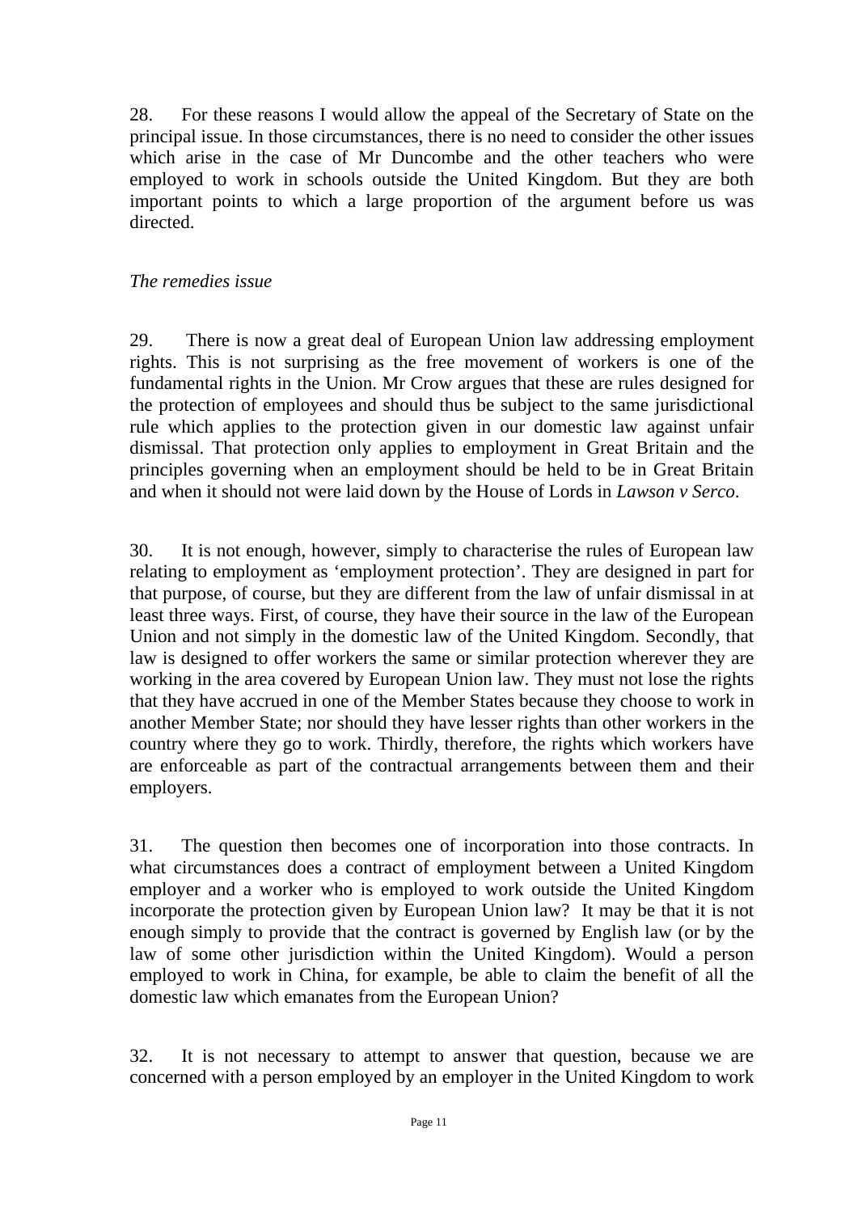28. For these reasons I would allow the appeal of the Secretary of State on the principal issue. In those circumstances, there is no need to consider the other issues which arise in the case of Mr Duncombe and the other teachers who were employed to work in schools outside the United Kingdom. But they are both important points to which a large proportion of the argument before us was directed.

*The remedies issue*

29. There is now a great deal of European Union law addressing employment rights. This is not surprising as the free movement of workers is one of the fundamental rights in the Union. Mr Crow argues that these are rules designed for the protection of employees and should thus be subject to the same jurisdictional rule which applies to the protection given in our domestic law against unfair dismissal. That protection only applies to employment in Great Britain and the principles governing when an employment should be held to be in Great Britain and when it should not were laid down by the House of Lords in *Lawson v Serco*.

30. It is not enough, however, simply to characterise the rules of European law relating to employment as 'employment protection'. They are designed in part for that purpose, of course, but they are different from the law of unfair dismissal in at least three ways. First, of course, they have their source in the law of the European Union and not simply in the domestic law of the United Kingdom. Secondly, that law is designed to offer workers the same or similar protection wherever they are working in the area covered by European Union law. They must not lose the rights that they have accrued in one of the Member States because they choose to work in another Member State; nor should they have lesser rights than other workers in the country where they go to work. Thirdly, therefore, the rights which workers have are enforceable as part of the contractual arrangements between them and their employers.

31. The question then becomes one of incorporation into those contracts. In what circumstances does a contract of employment between a United Kingdom employer and a worker who is employed to work outside the United Kingdom incorporate the protection given by European Union law? It may be that it is not enough simply to provide that the contract is governed by English law (or by the law of some other jurisdiction within the United Kingdom). Would a person employed to work in China, for example, be able to claim the benefit of all the domestic law which emanates from the European Union?

32. It is not necessary to attempt to answer that question, because we are concerned with a person employed by an employer in the United Kingdom to work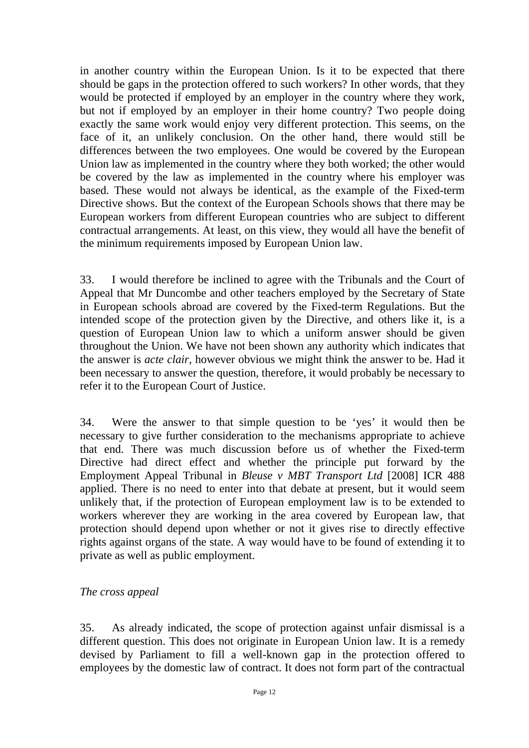in another country within the European Union. Is it to be expected that there should be gaps in the protection offered to such workers? In other words, that they would be protected if employed by an employer in the country where they work, but not if employed by an employer in their home country? Two people doing exactly the same work would enjoy very different protection. This seems, on the face of it, an unlikely conclusion. On the other hand, there would still be differences between the two employees. One would be covered by the European Union law as implemented in the country where they both worked; the other would be covered by the law as implemented in the country where his employer was based. These would not always be identical, as the example of the Fixed-term Directive shows. But the context of the European Schools shows that there may be European workers from different European countries who are subject to different contractual arrangements. At least, on this view, they would all have the benefit of the minimum requirements imposed by European Union law.

33. I would therefore be inclined to agree with the Tribunals and the Court of Appeal that Mr Duncombe and other teachers employed by the Secretary of State in European schools abroad are covered by the Fixed-term Regulations. But the intended scope of the protection given by the Directive, and others like it, is a question of European Union law to which a uniform answer should be given throughout the Union. We have not been shown any authority which indicates that the answer is *acte clair*, however obvious we might think the answer to be. Had it been necessary to answer the question, therefore, it would probably be necessary to refer it to the European Court of Justice.

34. Were the answer to that simple question to be 'yes' it would then be necessary to give further consideration to the mechanisms appropriate to achieve that end. There was much discussion before us of whether the Fixed-term Directive had direct effect and whether the principle put forward by the Employment Appeal Tribunal in *Bleuse v MBT Transport Ltd* [2008] ICR 488 applied. There is no need to enter into that debate at present, but it would seem unlikely that, if the protection of European employment law is to be extended to workers wherever they are working in the area covered by European law, that protection should depend upon whether or not it gives rise to directly effective rights against organs of the state. A way would have to be found of extending it to private as well as public employment.

*The cross appeal*

35. As already indicated, the scope of protection against unfair dismissal is a different question. This does not originate in European Union law. It is a remedy devised by Parliament to fill a well-known gap in the protection offered to employees by the domestic law of contract. It does not form part of the contractual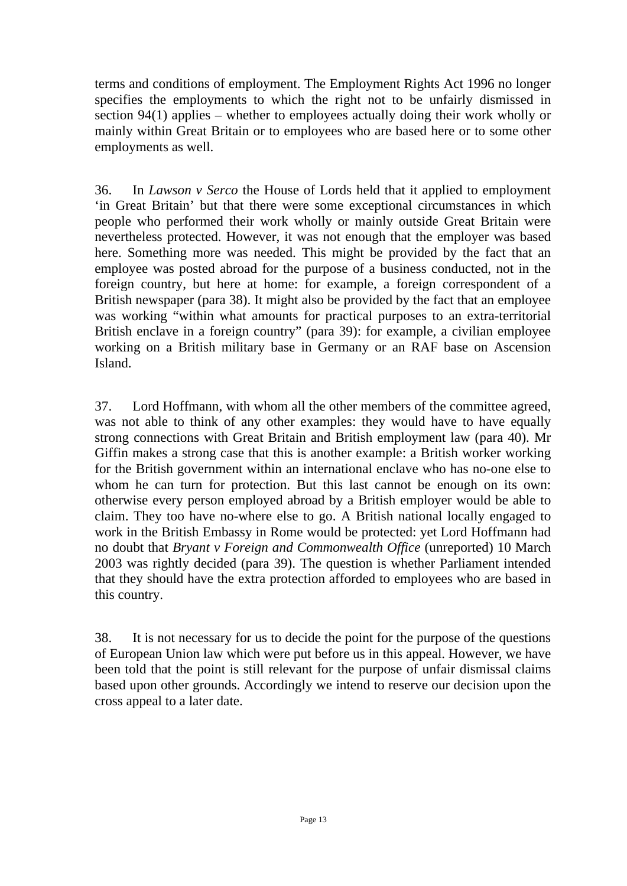terms and conditions of employment. The Employment Rights Act 1996 no longer specifies the employments to which the right not to be unfairly dismissed in section 94(1) applies – whether to employees actually doing their work wholly or mainly within Great Britain or to employees who are based here or to some other employments as well.

36. In *Lawson v Serco* the House of Lords held that it applied to employment 'in Great Britain' but that there were some exceptional circumstances in which people who performed their work wholly or mainly outside Great Britain were nevertheless protected. However, it was not enough that the employer was based here. Something more was needed. This might be provided by the fact that an employee was posted abroad for the purpose of a business conducted, not in the foreign country, but here at home: for example, a foreign correspondent of a British newspaper (para 38). It might also be provided by the fact that an employee was working "within what amounts for practical purposes to an extra-territorial British enclave in a foreign country" (para 39): for example, a civilian employee working on a British military base in Germany or an RAF base on Ascension Island.

37. Lord Hoffmann, with whom all the other members of the committee agreed, was not able to think of any other examples: they would have to have equally strong connections with Great Britain and British employment law (para 40). Mr Giffin makes a strong case that this is another example: a British worker working for the British government within an international enclave who has no-one else to whom he can turn for protection. But this last cannot be enough on its own: otherwise every person employed abroad by a British employer would be able to claim. They too have no-where else to go. A British national locally engaged to work in the British Embassy in Rome would be protected: yet Lord Hoffmann had no doubt that *Bryant v Foreign and Commonwealth Office* (unreported) 10 March 2003 was rightly decided (para 39). The question is whether Parliament intended that they should have the extra protection afforded to employees who are based in this country.

38. It is not necessary for us to decide the point for the purpose of the questions of European Union law which were put before us in this appeal. However, we have been told that the point is still relevant for the purpose of unfair dismissal claims based upon other grounds. Accordingly we intend to reserve our decision upon the cross appeal to a later date.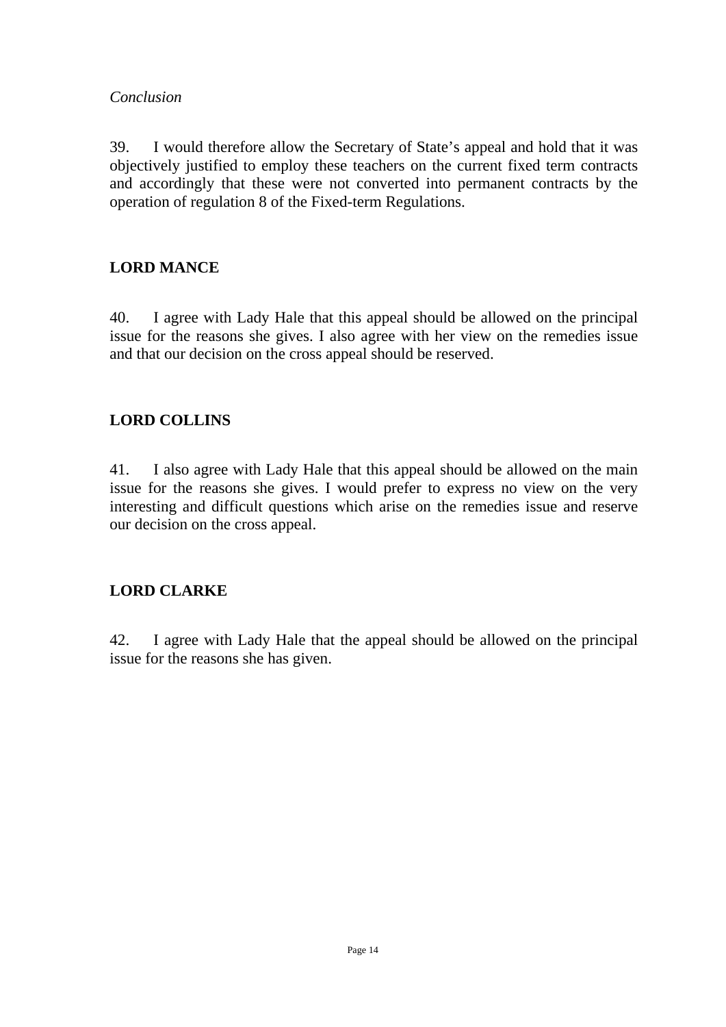*Conclusion*

39. I would therefore allow the Secretary of State's appeal and hold that it was objectively justified to employ these teachers on the current fixed term contracts and accordingly that these were not converted into permanent contracts by the operation of regulation 8 of the Fixed-term Regulations.

**LORD MANCE**

40. I agree with Lady Hale that this appeal should be allowed on the principal issue for the reasons she gives. I also agree with her view on the remedies issue and that our decision on the cross appeal should be reserved.

**LORD COLLINS**

41. I also agree with Lady Hale that this appeal should be allowed on the main issue for the reasons she gives. I would prefer to express no view on the very interesting and difficult questions which arise on the remedies issue and reserve our decision on the cross appeal.

**LORD CLARKE**

42. I agree with Lady Hale that the appeal should be allowed on the principal issue for the reasons she has given.